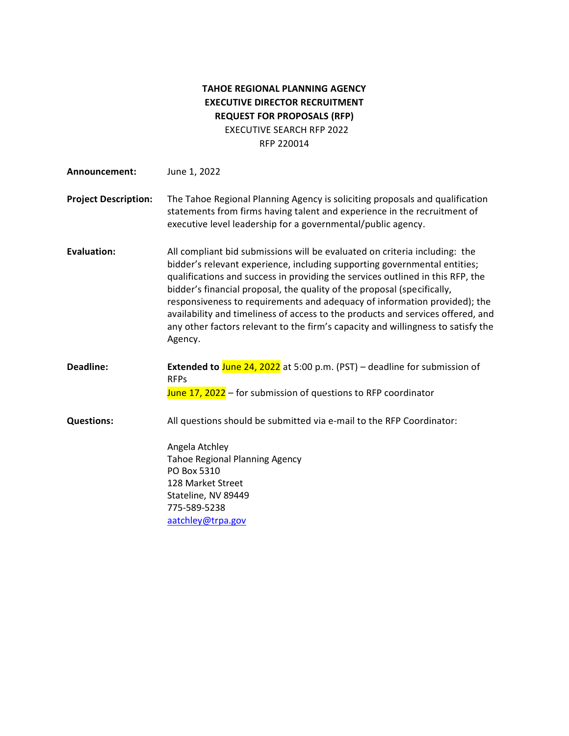# TAHOE REGIONAL PLANNING AGENCY
# EXECUTIVE DIRECTOR RECRUITMENT
# REQUEST FOR PROPOSALS (RFP)

EXECUTIVE SEARCH RFP 2022

RFP 220014

**Announcement:** June 1, 2022

**Project Description:** The Tahoe Regional Planning Agency is soliciting proposals and qualification statements from firms having talent and experience in the recruitment of executive level leadership for a governmental/public agency.

**Evaluation:** All compliant bid submissions will be evaluated on criteria including: the bidder's relevant experience, including supporting governmental entities; qualifications and success in providing the services outlined in this RFP, the bidder's financial proposal, the quality of the proposal (specifically, responsiveness to requirements and adequacy of information provided); the availability and timeliness of access to the products and services offered, and any other factors relevant to the firm's capacity and willingness to satisfy the Agency.

**Deadline:** **Extended to** June 24, 2022 at 5:00 p.m. (PST) – deadline for submission of RFPs

June 17, 2022 – for submission of questions to RFP coordinator

**Questions:** All questions should be submitted via e-mail to the RFP Coordinator:

Angela Atchley
Tahoe Regional Planning Agency
PO Box 5310
128 Market Street
Stateline, NV 89449
775-589-5238
aatchley@trpa.gov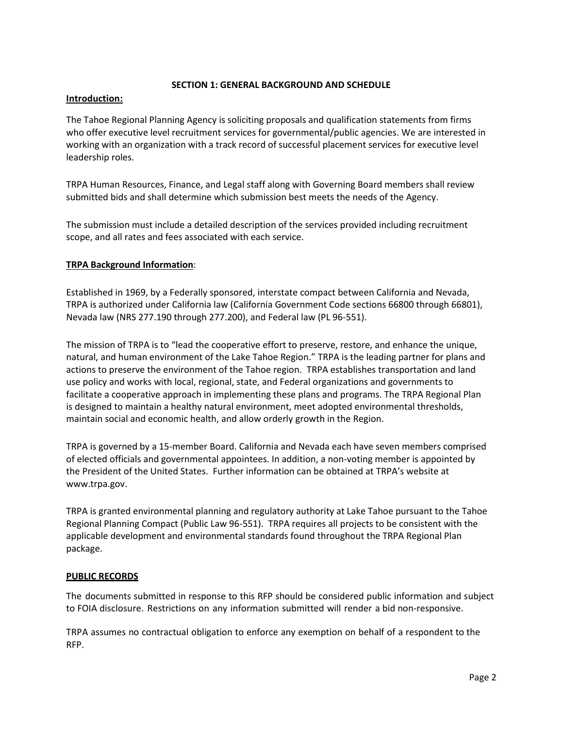## SECTION 1: GENERAL BACKGROUND AND SCHEDULE

**Introduction:**

The Tahoe Regional Planning Agency is soliciting proposals and qualification statements from firms who offer executive level recruitment services for governmental/public agencies. We are interested in working with an organization with a track record of successful placement services for executive level leadership roles.

TRPA Human Resources, Finance, and Legal staff along with Governing Board members shall review submitted bids and shall determine which submission best meets the needs of the Agency.

The submission must include a detailed description of the services provided including recruitment scope, and all rates and fees associated with each service.

**TRPA Background Information**:

Established in 1969, by a Federally sponsored, interstate compact between California and Nevada, TRPA is authorized under California law (California Government Code sections 66800 through 66801), Nevada law (NRS 277.190 through 277.200), and Federal law (PL 96-551).

The mission of TRPA is to "lead the cooperative effort to preserve, restore, and enhance the unique, natural, and human environment of the Lake Tahoe Region." TRPA is the leading partner for plans and actions to preserve the environment of the Tahoe region. TRPA establishes transportation and land use policy and works with local, regional, state, and Federal organizations and governments to facilitate a cooperative approach in implementing these plans and programs. The TRPA Regional Plan is designed to maintain a healthy natural environment, meet adopted environmental thresholds, maintain social and economic health, and allow orderly growth in the Region.

TRPA is governed by a 15-member Board. California and Nevada each have seven members comprised of elected officials and governmental appointees. In addition, a non-voting member is appointed by the President of the United States. Further information can be obtained at TRPA's website at www.trpa.gov.

TRPA is granted environmental planning and regulatory authority at Lake Tahoe pursuant to the Tahoe Regional Planning Compact (Public Law 96-551). TRPA requires all projects to be consistent with the applicable development and environmental standards found throughout the TRPA Regional Plan package.

**PUBLIC RECORDS**

The documents submitted in response to this RFP should be considered public information and subject to FOIA disclosure. Restrictions on any information submitted will render a bid non-responsive.

TRPA assumes no contractual obligation to enforce any exemption on behalf of a respondent to the RFP.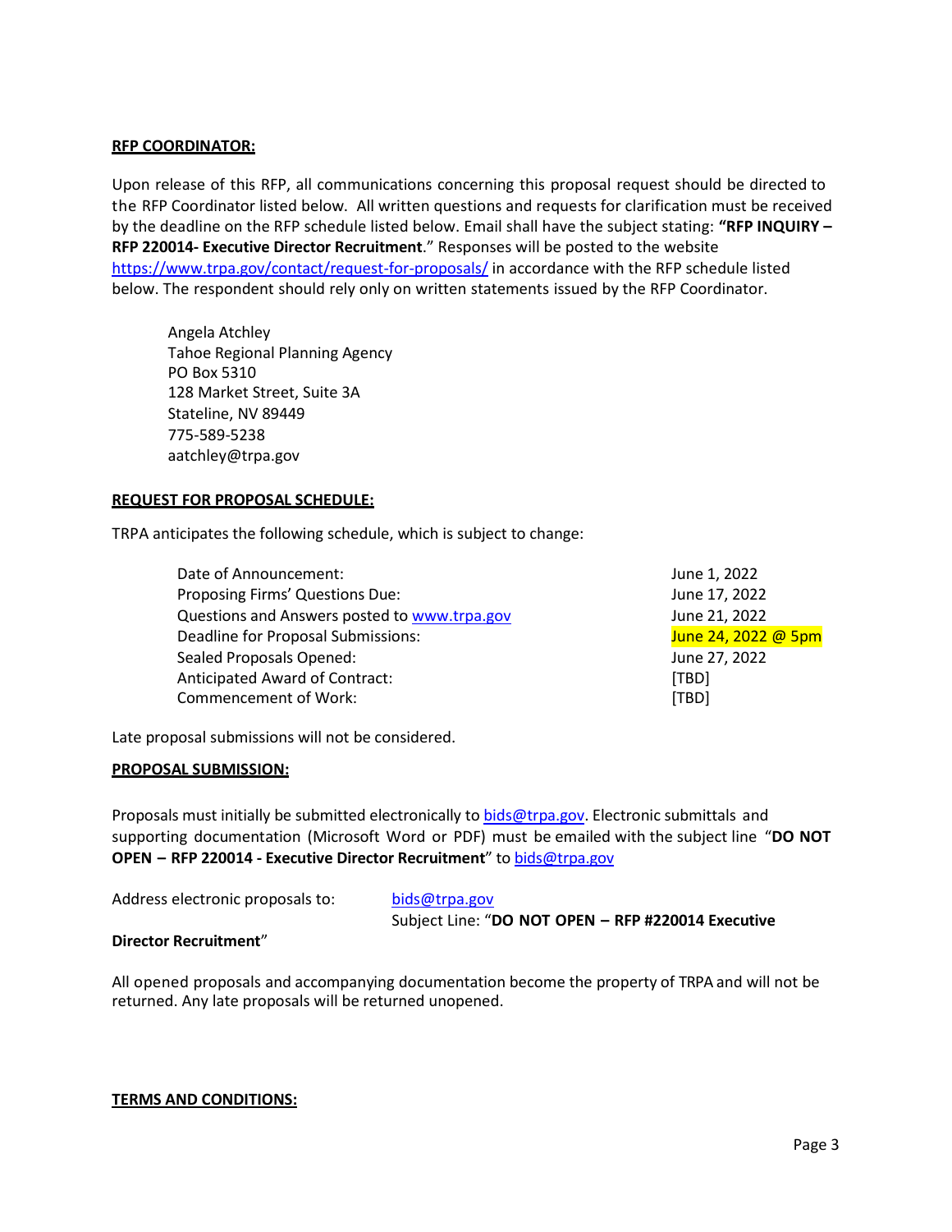**RFP COORDINATOR:**

Upon release of this RFP, all communications concerning this proposal request should be directed to the RFP Coordinator listed below. All written questions and requests for clarification must be received by the deadline on the RFP schedule listed below. Email shall have the subject stating: **"RFP INQUIRY – RFP 220014- Executive Director Recruitment**." Responses will be posted to the website https://www.trpa.gov/contact/request-for-proposals/ in accordance with the RFP schedule listed below. The respondent should rely only on written statements issued by the RFP Coordinator.

Angela Atchley
Tahoe Regional Planning Agency
PO Box 5310
128 Market Street, Suite 3A
Stateline, NV 89449
775-589-5238
aatchley@trpa.gov

**REQUEST FOR PROPOSAL SCHEDULE:**

TRPA anticipates the following schedule, which is subject to change:

| | |
|---|---|
| Date of Announcement: | June 1, 2022 |
| Proposing Firms' Questions Due: | June 17, 2022 |
| Questions and Answers posted to www.trpa.gov | June 21, 2022 |
| Deadline for Proposal Submissions: | June 24, 2022 @ 5pm |
| Sealed Proposals Opened: | June 27, 2022 |
| Anticipated Award of Contract: | [TBD] |
| Commencement of Work: | [TBD] |

Late proposal submissions will not be considered.

**PROPOSAL SUBMISSION:**

Proposals must initially be submitted electronically to bids@trpa.gov. Electronic submittals and supporting documentation (Microsoft Word or PDF) must be emailed with the subject line "**DO NOT OPEN – RFP 220014 - Executive Director Recruitment**" to bids@trpa.gov

Address electronic proposals to: bids@trpa.gov
Subject Line: "**DO NOT OPEN – RFP #220014 Executive Director Recruitment**"

All opened proposals and accompanying documentation become the property of TRPA and will not be returned. Any late proposals will be returned unopened.

**TERMS AND CONDITIONS:**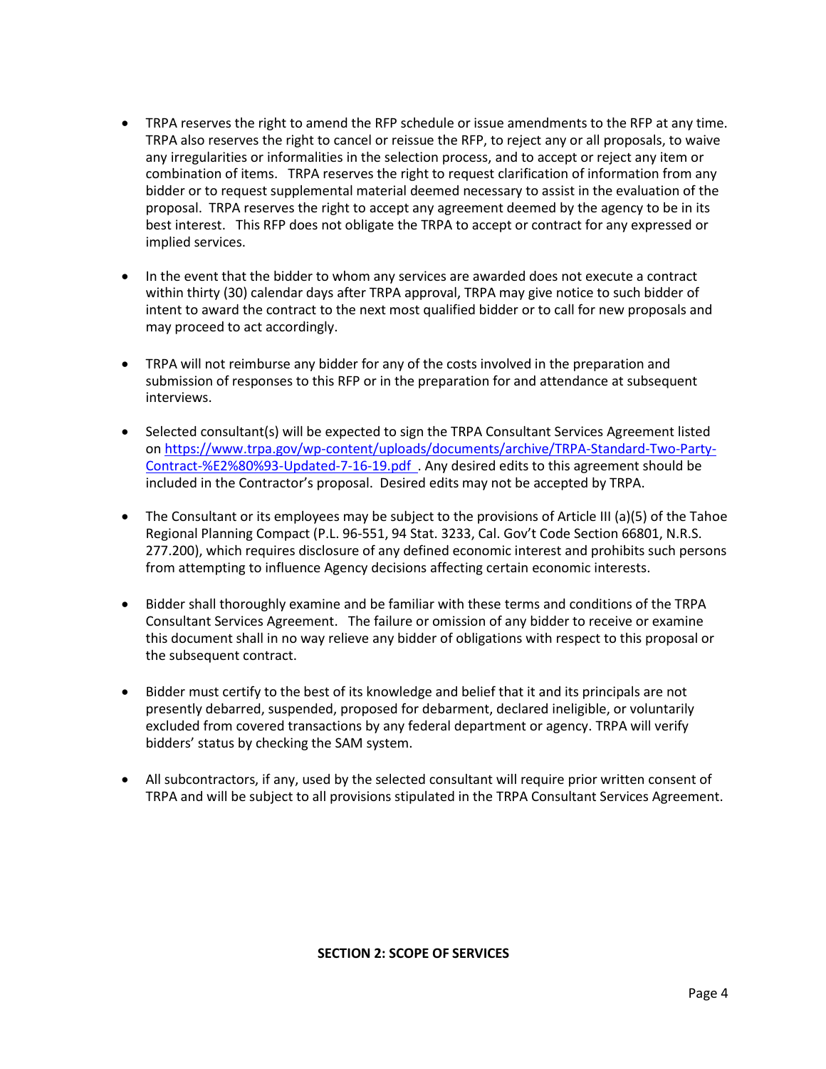- TRPA reserves the right to amend the RFP schedule or issue amendments to the RFP at any time. TRPA also reserves the right to cancel or reissue the RFP, to reject any or all proposals, to waive any irregularities or informalities in the selection process, and to accept or reject any item or combination of items. TRPA reserves the right to request clarification of information from any bidder or to request supplemental material deemed necessary to assist in the evaluation of the proposal. TRPA reserves the right to accept any agreement deemed by the agency to be in its best interest. This RFP does not obligate the TRPA to accept or contract for any expressed or implied services.

- In the event that the bidder to whom any services are awarded does not execute a contract within thirty (30) calendar days after TRPA approval, TRPA may give notice to such bidder of intent to award the contract to the next most qualified bidder or to call for new proposals and may proceed to act accordingly.

- TRPA will not reimburse any bidder for any of the costs involved in the preparation and submission of responses to this RFP or in the preparation for and attendance at subsequent interviews.

- Selected consultant(s) will be expected to sign the TRPA Consultant Services Agreement listed on [https://www.trpa.gov/wp-content/uploads/documents/archive/TRPA-Standard-Two-Party-Contract-%E2%80%93-Updated-7-16-19.pdf](https://www.trpa.gov/wp-content/uploads/documents/archive/TRPA-Standard-Two-Party-Contract-%E2%80%93-Updated-7-16-19.pdf) . Any desired edits to this agreement should be included in the Contractor's proposal. Desired edits may not be accepted by TRPA.

- The Consultant or its employees may be subject to the provisions of Article III (a)(5) of the Tahoe Regional Planning Compact (P.L. 96-551, 94 Stat. 3233, Cal. Gov't Code Section 66801, N.R.S. 277.200), which requires disclosure of any defined economic interest and prohibits such persons from attempting to influence Agency decisions affecting certain economic interests.

- Bidder shall thoroughly examine and be familiar with these terms and conditions of the TRPA Consultant Services Agreement. The failure or omission of any bidder to receive or examine this document shall in no way relieve any bidder of obligations with respect to this proposal or the subsequent contract.

- Bidder must certify to the best of its knowledge and belief that it and its principals are not presently debarred, suspended, proposed for debarment, declared ineligible, or voluntarily excluded from covered transactions by any federal department or agency. TRPA will verify bidders' status by checking the SAM system.

- All subcontractors, if any, used by the selected consultant will require prior written consent of TRPA and will be subject to all provisions stipulated in the TRPA Consultant Services Agreement.

## SECTION 2: SCOPE OF SERVICES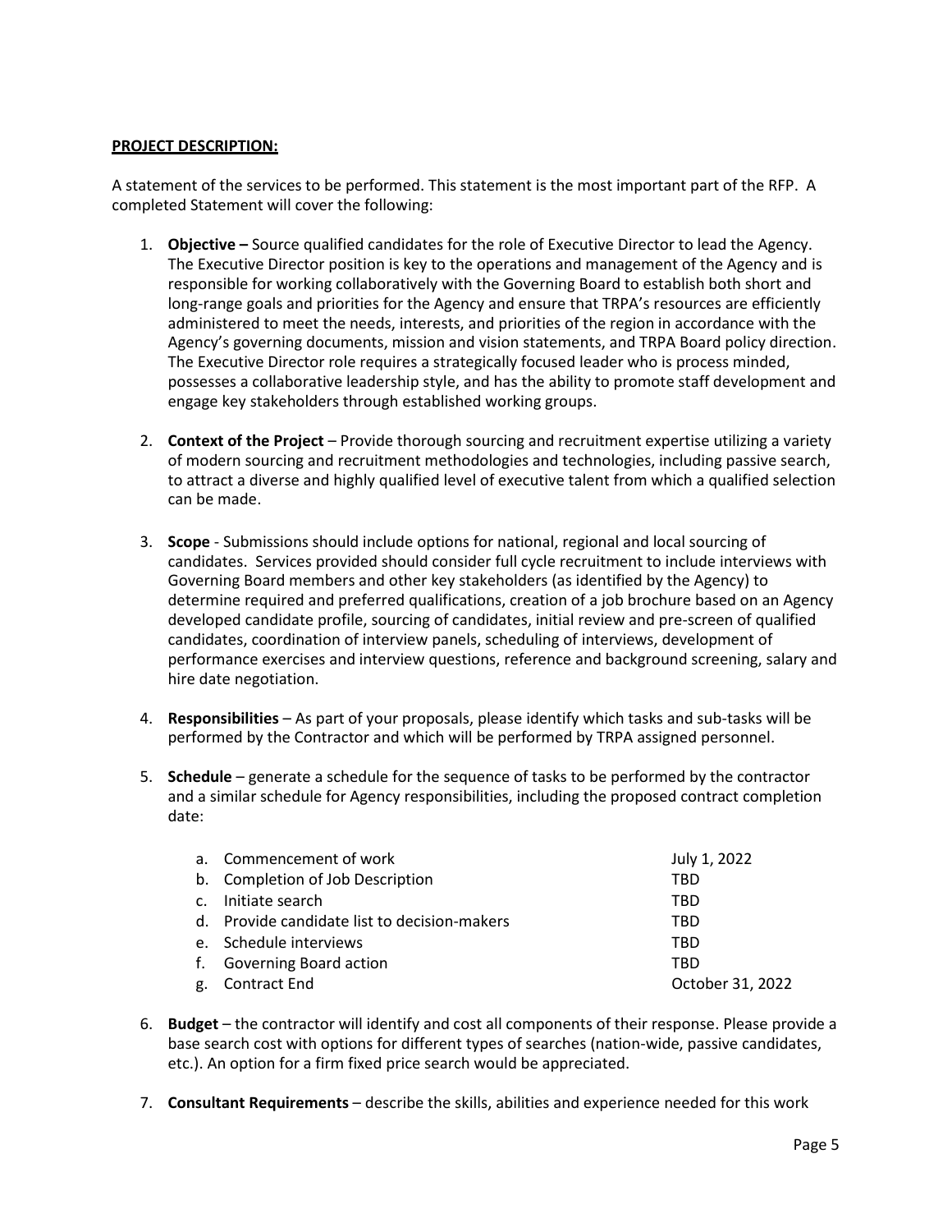**PROJECT DESCRIPTION:**

A statement of the services to be performed. This statement is the most important part of the RFP. A completed Statement will cover the following:

1. **Objective –** Source qualified candidates for the role of Executive Director to lead the Agency. The Executive Director position is key to the operations and management of the Agency and is responsible for working collaboratively with the Governing Board to establish both short and long-range goals and priorities for the Agency and ensure that TRPA's resources are efficiently administered to meet the needs, interests, and priorities of the region in accordance with the Agency's governing documents, mission and vision statements, and TRPA Board policy direction. The Executive Director role requires a strategically focused leader who is process minded, possesses a collaborative leadership style, and has the ability to promote staff development and engage key stakeholders through established working groups.

2. **Context of the Project** – Provide thorough sourcing and recruitment expertise utilizing a variety of modern sourcing and recruitment methodologies and technologies, including passive search, to attract a diverse and highly qualified level of executive talent from which a qualified selection can be made.

3. **Scope** - Submissions should include options for national, regional and local sourcing of candidates. Services provided should consider full cycle recruitment to include interviews with Governing Board members and other key stakeholders (as identified by the Agency) to determine required and preferred qualifications, creation of a job brochure based on an Agency developed candidate profile, sourcing of candidates, initial review and pre-screen of qualified candidates, coordination of interview panels, scheduling of interviews, development of performance exercises and interview questions, reference and background screening, salary and hire date negotiation.

4. **Responsibilities** – As part of your proposals, please identify which tasks and sub-tasks will be performed by the Contractor and which will be performed by TRPA assigned personnel.

5. **Schedule** – generate a schedule for the sequence of tasks to be performed by the contractor and a similar schedule for Agency responsibilities, including the proposed contract completion date:

| Task | Date |
| --- | --- |
| a. Commencement of work | July 1, 2022 |
| b. Completion of Job Description | TBD |
| c. Initiate search | TBD |
| d. Provide candidate list to decision-makers | TBD |
| e. Schedule interviews | TBD |
| f. Governing Board action | TBD |
| g. Contract End | October 31, 2022 |

6. **Budget** – the contractor will identify and cost all components of their response. Please provide a base search cost with options for different types of searches (nation-wide, passive candidates, etc.). An option for a firm fixed price search would be appreciated.

7. **Consultant Requirements** – describe the skills, abilities and experience needed for this work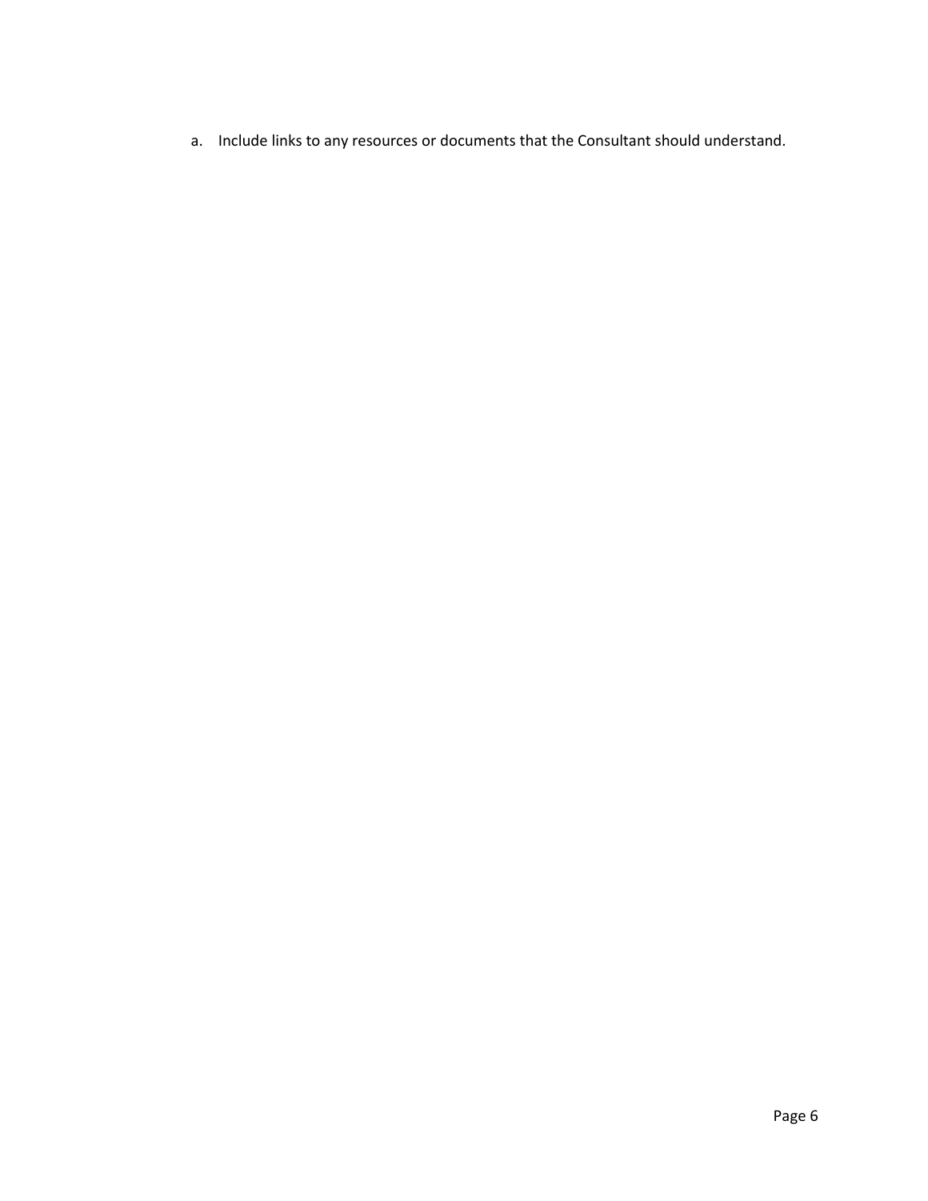a. Include links to any resources or documents that the Consultant should understand.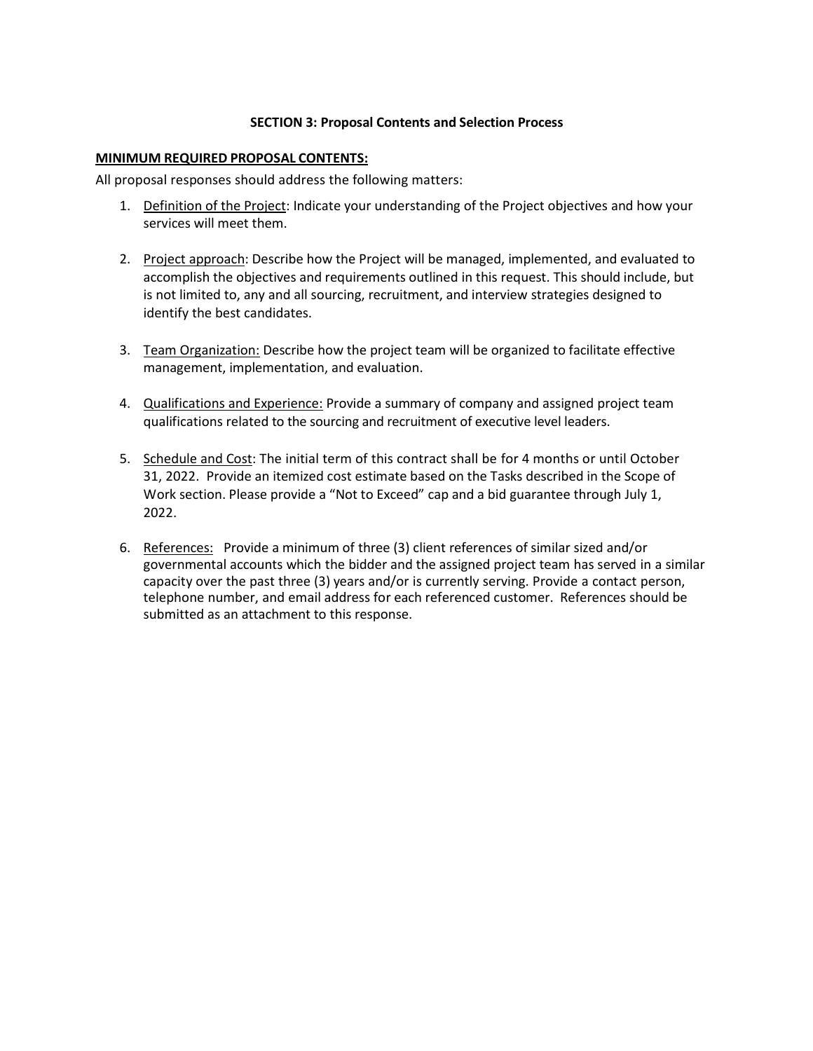## SECTION 3: Proposal Contents and Selection Process

**MINIMUM REQUIRED PROPOSAL CONTENTS:**

All proposal responses should address the following matters:

1. Definition of the Project: Indicate your understanding of the Project objectives and how your services will meet them.

2. Project approach: Describe how the Project will be managed, implemented, and evaluated to accomplish the objectives and requirements outlined in this request. This should include, but is not limited to, any and all sourcing, recruitment, and interview strategies designed to identify the best candidates.

3. Team Organization: Describe how the project team will be organized to facilitate effective management, implementation, and evaluation.

4. Qualifications and Experience: Provide a summary of company and assigned project team qualifications related to the sourcing and recruitment of executive level leaders.

5. Schedule and Cost: The initial term of this contract shall be for 4 months or until October 31, 2022. Provide an itemized cost estimate based on the Tasks described in the Scope of Work section. Please provide a "Not to Exceed" cap and a bid guarantee through July 1, 2022.

6. References: Provide a minimum of three (3) client references of similar sized and/or governmental accounts which the bidder and the assigned project team has served in a similar capacity over the past three (3) years and/or is currently serving. Provide a contact person, telephone number, and email address for each referenced customer. References should be submitted as an attachment to this response.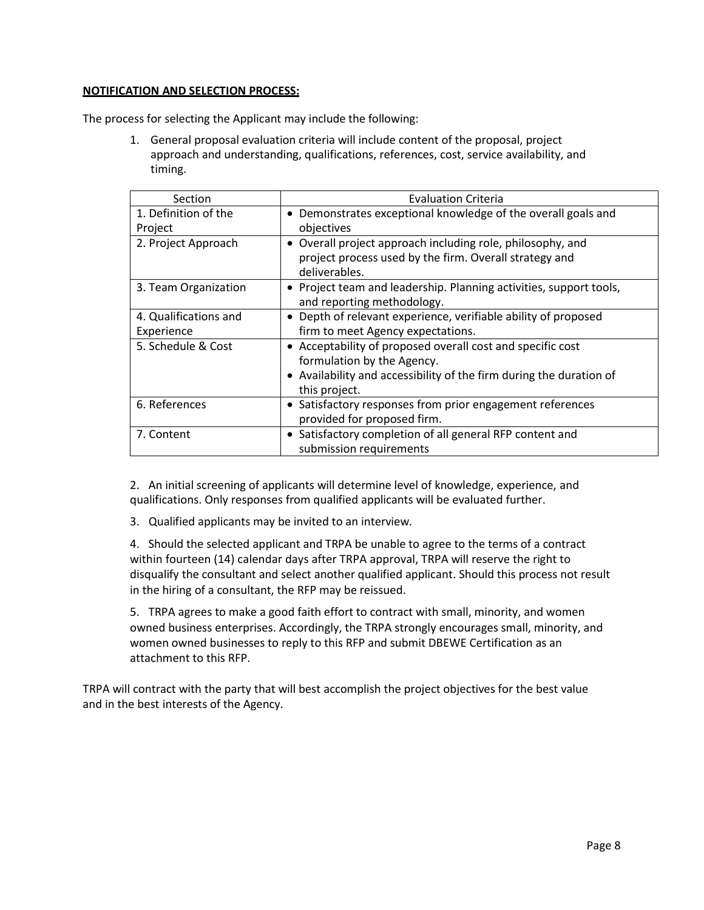**NOTIFICATION AND SELECTION PROCESS:**

The process for selecting the Applicant may include the following:

1. General proposal evaluation criteria will include content of the proposal, project approach and understanding, qualifications, references, cost, service availability, and timing.

| Section | Evaluation Criteria |
|---|---|
| 1. Definition of the Project | • Demonstrates exceptional knowledge of the overall goals and objectives |
| 2. Project Approach | • Overall project approach including role, philosophy, and project process used by the firm. Overall strategy and deliverables. |
| 3. Team Organization | • Project team and leadership. Planning activities, support tools, and reporting methodology. |
| 4. Qualifications and Experience | • Depth of relevant experience, verifiable ability of proposed firm to meet Agency expectations. |
| 5. Schedule & Cost | • Acceptability of proposed overall cost and specific cost formulation by the Agency. <br> • Availability and accessibility of the firm during the duration of this project. |
| 6. References | • Satisfactory responses from prior engagement references provided for proposed firm. |
| 7. Content | • Satisfactory completion of all general RFP content and submission requirements |

2. An initial screening of applicants will determine level of knowledge, experience, and qualifications. Only responses from qualified applicants will be evaluated further.

3. Qualified applicants may be invited to an interview.

4. Should the selected applicant and TRPA be unable to agree to the terms of a contract within fourteen (14) calendar days after TRPA approval, TRPA will reserve the right to disqualify the consultant and select another qualified applicant. Should this process not result in the hiring of a consultant, the RFP may be reissued.

5. TRPA agrees to make a good faith effort to contract with small, minority, and women owned business enterprises. Accordingly, the TRPA strongly encourages small, minority, and women owned businesses to reply to this RFP and submit DBEWE Certification as an attachment to this RFP.

TRPA will contract with the party that will best accomplish the project objectives for the best value and in the best interests of the Agency.